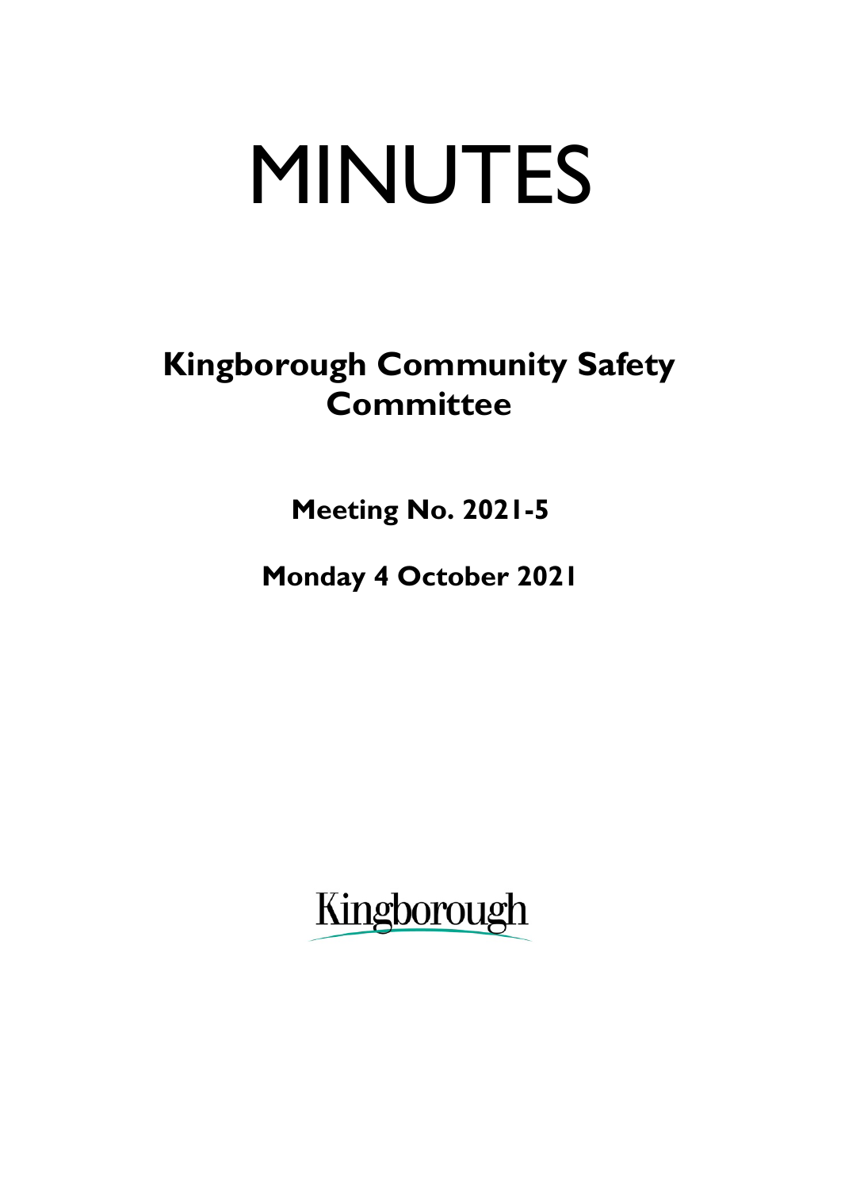# MINUTES

## Kingborough Community Safety Committee

**Meeting No. 2021-5**

**Monday 4 October 2021**

Kingborough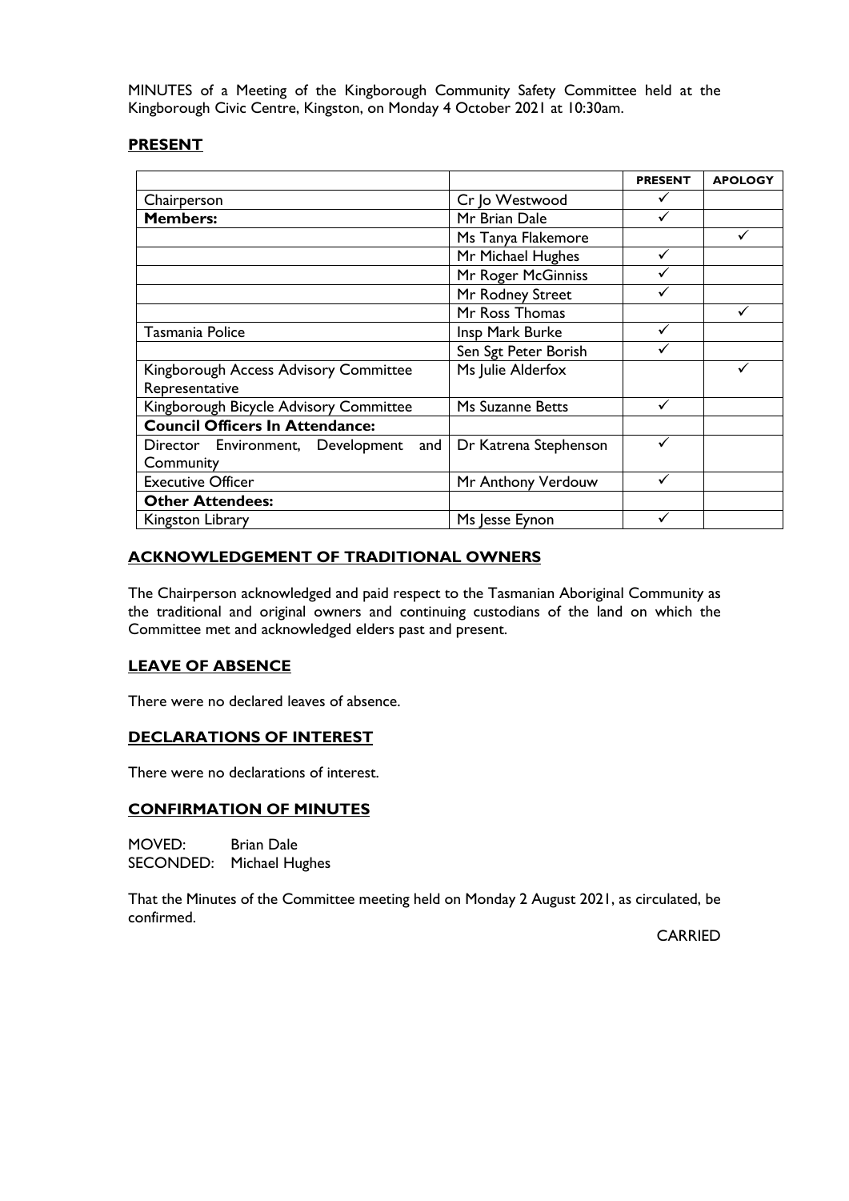MINUTES of a Meeting of the Kingborough Community Safety Committee held at the Kingborough Civic Centre, Kingston, on Monday 4 October 2021 at 10:30am.

## PRESENT

| | | PRESENT | APOLOGY |
|---|---|---|---|
| Chairperson | Cr Jo Westwood | ✓ | |
| **Members:** | Mr Brian Dale | ✓ | |
| | Ms Tanya Flakemore | | ✓ |
| | Mr Michael Hughes | ✓ | |
| | Mr Roger McGinniss | ✓ | |
| | Mr Rodney Street | ✓ | |
| | Mr Ross Thomas | | ✓ |
| Tasmania Police | Insp Mark Burke | ✓ | |
| | Sen Sgt Peter Borish | ✓ | |
| Kingborough Access Advisory Committee Representative | Ms Julie Alderfox | | ✓ |
| Kingborough Bicycle Advisory Committee | Ms Suzanne Betts | ✓ | |
| **Council Officers In Attendance:** | | | |
| Director Environment, Development and Community | Dr Katrena Stephenson | ✓ | |
| Executive Officer | Mr Anthony Verdouw | ✓ | |
| **Other Attendees:** | | | |
| Kingston Library | Ms Jesse Eynon | ✓ | |

## ACKNOWLEDGEMENT OF TRADITIONAL OWNERS

The Chairperson acknowledged and paid respect to the Tasmanian Aboriginal Community as the traditional and original owners and continuing custodians of the land on which the Committee met and acknowledged elders past and present.

## LEAVE OF ABSENCE

There were no declared leaves of absence.

## DECLARATIONS OF INTEREST

There were no declarations of interest.

## CONFIRMATION OF MINUTES

MOVED: Brian Dale
SECONDED: Michael Hughes

That the Minutes of the Committee meeting held on Monday 2 August 2021, as circulated, be confirmed.

CARRIED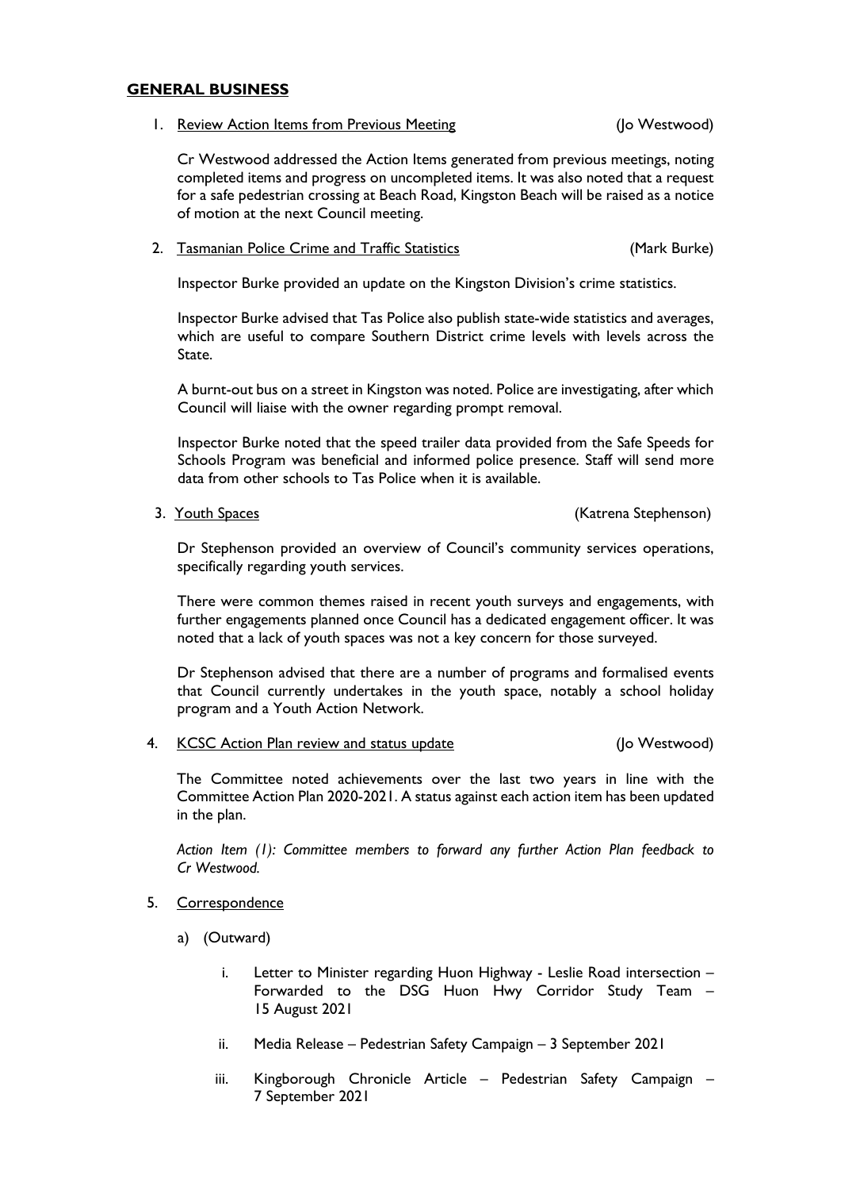## **GENERAL BUSINESS**

1. Review Action Items from Previous Meeting (Jo Westwood)

   Cr Westwood addressed the Action Items generated from previous meetings, noting completed items and progress on uncompleted items. It was also noted that a request for a safe pedestrian crossing at Beach Road, Kingston Beach will be raised as a notice of motion at the next Council meeting.

2. Tasmanian Police Crime and Traffic Statistics (Mark Burke)

   Inspector Burke provided an update on the Kingston Division's crime statistics.

   Inspector Burke advised that Tas Police also publish state-wide statistics and averages, which are useful to compare Southern District crime levels with levels across the State.

   A burnt-out bus on a street in Kingston was noted. Police are investigating, after which Council will liaise with the owner regarding prompt removal.

   Inspector Burke noted that the speed trailer data provided from the Safe Speeds for Schools Program was beneficial and informed police presence. Staff will send more data from other schools to Tas Police when it is available.

3. Youth Spaces (Katrena Stephenson)

   Dr Stephenson provided an overview of Council's community services operations, specifically regarding youth services.

   There were common themes raised in recent youth surveys and engagements, with further engagements planned once Council has a dedicated engagement officer. It was noted that a lack of youth spaces was not a key concern for those surveyed.

   Dr Stephenson advised that there are a number of programs and formalised events that Council currently undertakes in the youth space, notably a school holiday program and a Youth Action Network.

4. KCSC Action Plan review and status update (Jo Westwood)

   The Committee noted achievements over the last two years in line with the Committee Action Plan 2020-2021. A status against each action item has been updated in the plan.

   *Action Item (1): Committee members to forward any further Action Plan feedback to Cr Westwood.*

5. Correspondence

   a) (Outward)

      i. Letter to Minister regarding Huon Highway - Leslie Road intersection – Forwarded to the DSG Huon Hwy Corridor Study Team – 15 August 2021

      ii. Media Release – Pedestrian Safety Campaign – 3 September 2021

      iii. Kingborough Chronicle Article – Pedestrian Safety Campaign – 7 September 2021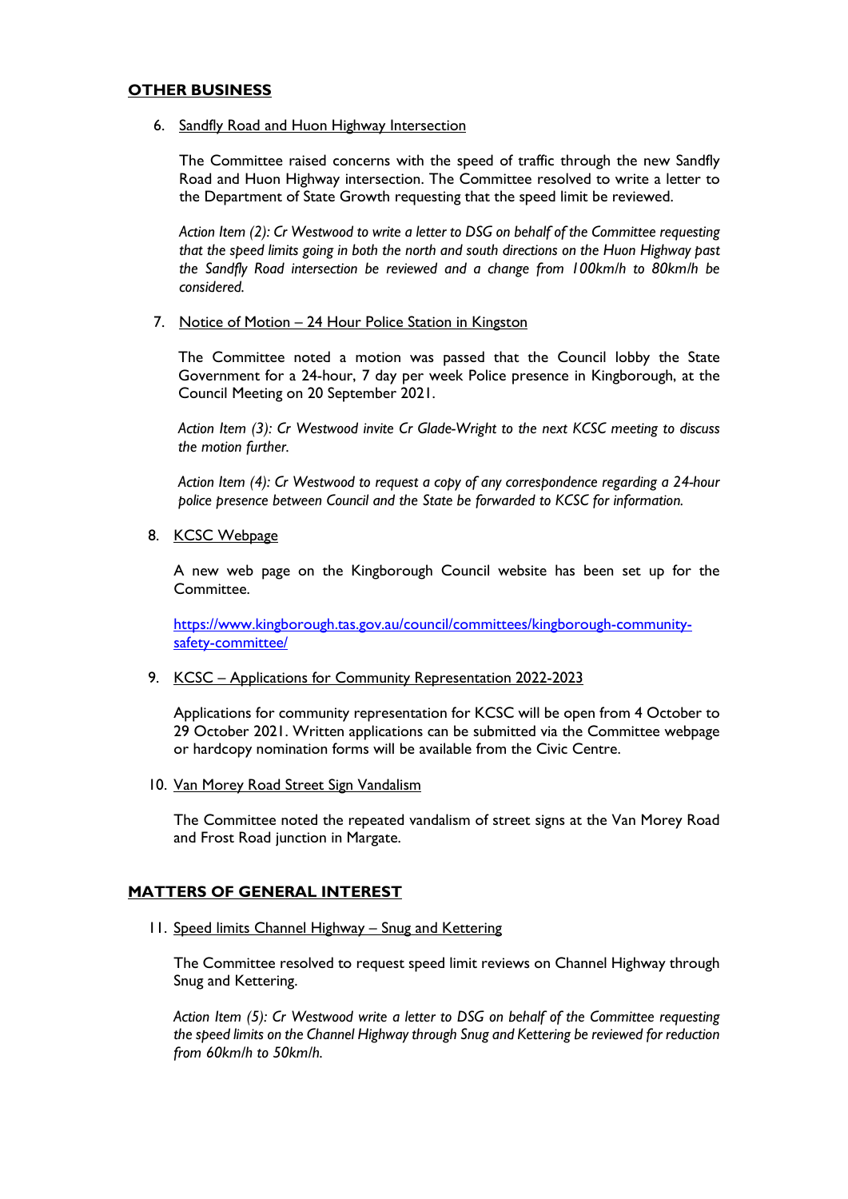## OTHER BUSINESS

6. Sandfly Road and Huon Highway Intersection

   The Committee raised concerns with the speed of traffic through the new Sandfly Road and Huon Highway intersection. The Committee resolved to write a letter to the Department of State Growth requesting that the speed limit be reviewed.

   *Action Item (2): Cr Westwood to write a letter to DSG on behalf of the Committee requesting that the speed limits going in both the north and south directions on the Huon Highway past the Sandfly Road intersection be reviewed and a change from 100km/h to 80km/h be considered.*

7. Notice of Motion – 24 Hour Police Station in Kingston

   The Committee noted a motion was passed that the Council lobby the State Government for a 24-hour, 7 day per week Police presence in Kingborough, at the Council Meeting on 20 September 2021.

   *Action Item (3): Cr Westwood invite Cr Glade-Wright to the next KCSC meeting to discuss the motion further.*

   *Action Item (4): Cr Westwood to request a copy of any correspondence regarding a 24-hour police presence between Council and the State be forwarded to KCSC for information.*

8. KCSC Webpage

   A new web page on the Kingborough Council website has been set up for the Committee.

   https://www.kingborough.tas.gov.au/council/committees/kingborough-community-safety-committee/

9. KCSC – Applications for Community Representation 2022-2023

   Applications for community representation for KCSC will be open from 4 October to 29 October 2021. Written applications can be submitted via the Committee webpage or hardcopy nomination forms will be available from the Civic Centre.

10. Van Morey Road Street Sign Vandalism

    The Committee noted the repeated vandalism of street signs at the Van Morey Road and Frost Road junction in Margate.

## MATTERS OF GENERAL INTEREST

11. Speed limits Channel Highway – Snug and Kettering

    The Committee resolved to request speed limit reviews on Channel Highway through Snug and Kettering.

    *Action Item (5): Cr Westwood write a letter to DSG on behalf of the Committee requesting the speed limits on the Channel Highway through Snug and Kettering be reviewed for reduction from 60km/h to 50km/h.*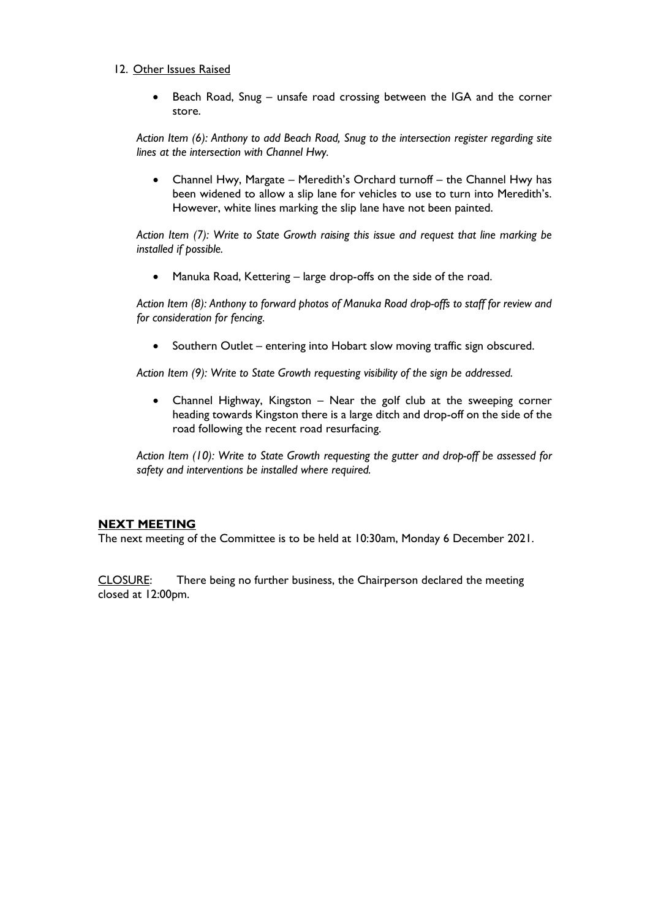12. Other Issues Raised

- Beach Road, Snug – unsafe road crossing between the IGA and the corner store.

*Action Item (6): Anthony to add Beach Road, Snug to the intersection register regarding site lines at the intersection with Channel Hwy.*

- Channel Hwy, Margate – Meredith's Orchard turnoff – the Channel Hwy has been widened to allow a slip lane for vehicles to use to turn into Meredith's. However, white lines marking the slip lane have not been painted.

*Action Item (7): Write to State Growth raising this issue and request that line marking be installed if possible.*

- Manuka Road, Kettering – large drop-offs on the side of the road.

*Action Item (8): Anthony to forward photos of Manuka Road drop-offs to staff for review and for consideration for fencing.*

- Southern Outlet – entering into Hobart slow moving traffic sign obscured.

*Action Item (9): Write to State Growth requesting visibility of the sign be addressed.*

- Channel Highway, Kingston – Near the golf club at the sweeping corner heading towards Kingston there is a large ditch and drop-off on the side of the road following the recent road resurfacing.

*Action Item (10): Write to State Growth requesting the gutter and drop-off be assessed for safety and interventions be installed where required.*

## NEXT MEETING

The next meeting of the Committee is to be held at 10:30am, Monday 6 December 2021.

CLOSURE: There being no further business, the Chairperson declared the meeting closed at 12:00pm.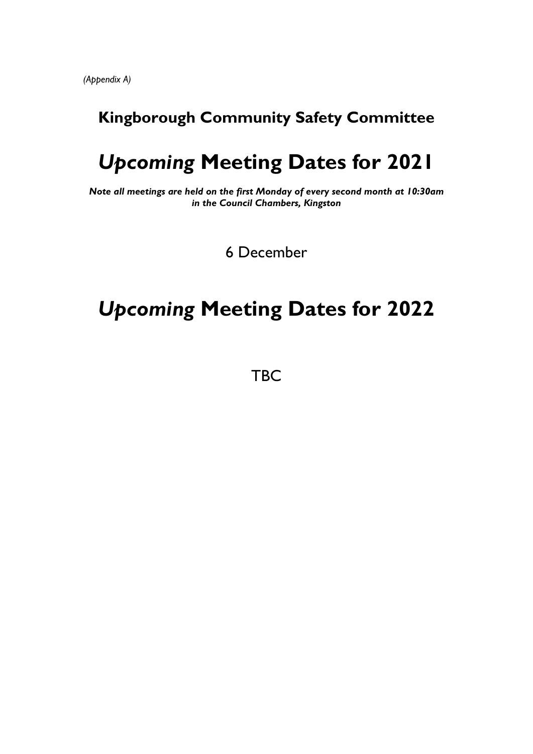*(Appendix A)*

## Kingborough Community Safety Committee

# *Upcoming* Meeting Dates for 2021

***Note all meetings are held on the first Monday of every second month at 10:30am in the Council Chambers, Kingston***

6 December

# *Upcoming* Meeting Dates for 2022

TBC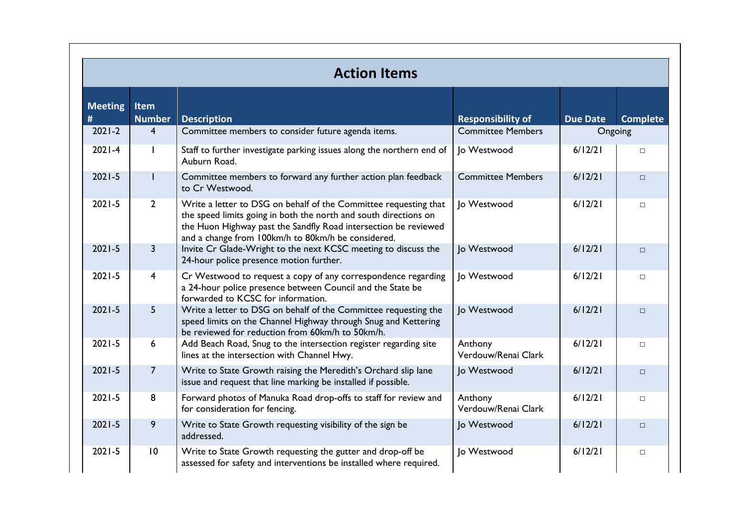## Action Items

| Meeting # | Item Number | Description | Responsibility of | Due Date | Complete |
|---|---|---|---|---|---|
| 2021-2 | 4 | Committee members to consider future agenda items. | Committee Members | Ongoing | |
| 2021-4 | 1 | Staff to further investigate parking issues along the northern end of Auburn Road. | Jo Westwood | 6/12/21 | □ |
| 2021-5 | 1 | Committee members to forward any further action plan feedback to Cr Westwood. | Committee Members | 6/12/21 | □ |
| 2021-5 | 2 | Write a letter to DSG on behalf of the Committee requesting that the speed limits going in both the north and south directions on the Huon Highway past the Sandfly Road intersection be reviewed and a change from 100km/h to 80km/h be considered. | Jo Westwood | 6/12/21 | □ |
| 2021-5 | 3 | Invite Cr Glade-Wright to the next KCSC meeting to discuss the 24-hour police presence motion further. | Jo Westwood | 6/12/21 | □ |
| 2021-5 | 4 | Cr Westwood to request a copy of any correspondence regarding a 24-hour police presence between Council and the State be forwarded to KCSC for information. | Jo Westwood | 6/12/21 | □ |
| 2021-5 | 5 | Write a letter to DSG on behalf of the Committee requesting the speed limits on the Channel Highway through Snug and Kettering be reviewed for reduction from 60km/h to 50km/h. | Jo Westwood | 6/12/21 | □ |
| 2021-5 | 6 | Add Beach Road, Snug to the intersection register regarding site lines at the intersection with Channel Hwy. | Anthony Verdouw/Renai Clark | 6/12/21 | □ |
| 2021-5 | 7 | Write to State Growth raising the Meredith's Orchard slip lane issue and request that line marking be installed if possible. | Jo Westwood | 6/12/21 | □ |
| 2021-5 | 8 | Forward photos of Manuka Road drop-offs to staff for review and for consideration for fencing. | Anthony Verdouw/Renai Clark | 6/12/21 | □ |
| 2021-5 | 9 | Write to State Growth requesting visibility of the sign be addressed. | Jo Westwood | 6/12/21 | □ |
| 2021-5 | 10 | Write to State Growth requesting the gutter and drop-off be assessed for safety and interventions be installed where required. | Jo Westwood | 6/12/21 | □ |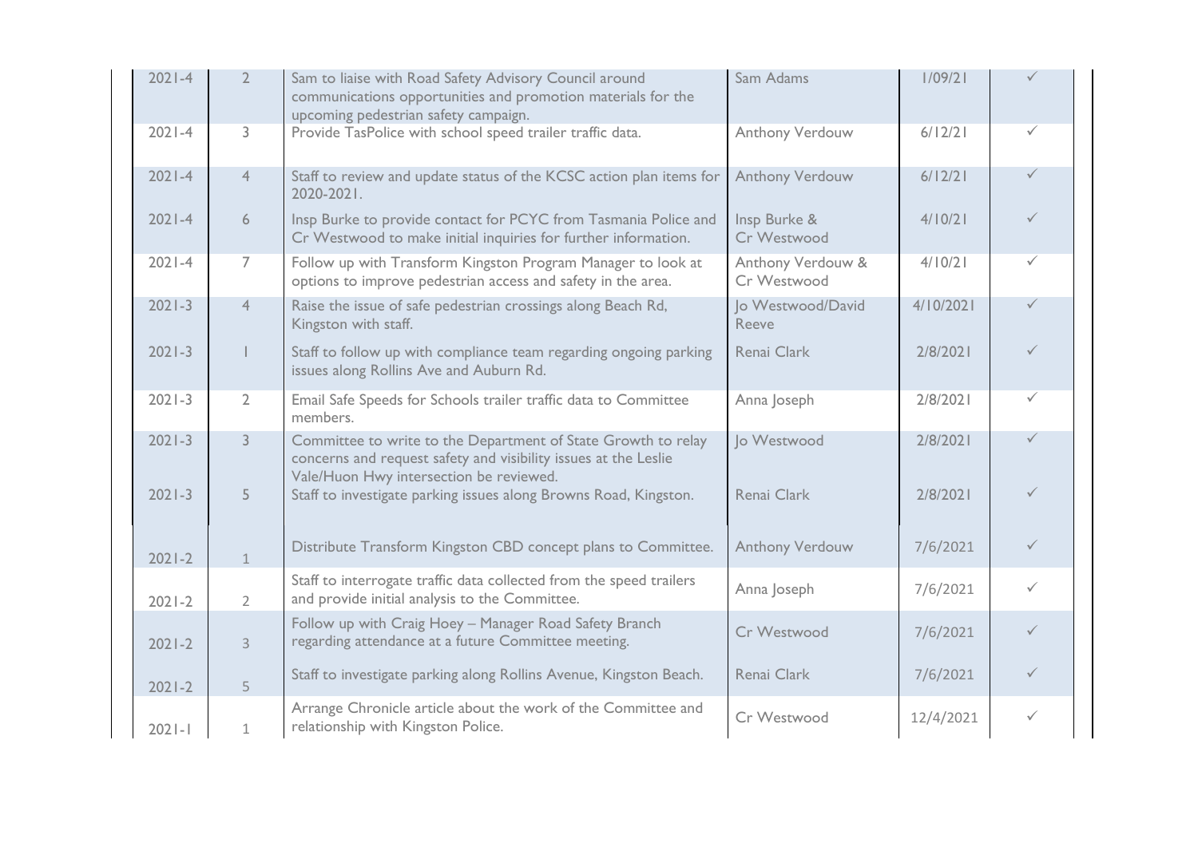| | | | | | |
|---|---|---|---|---|---|
| 2021-4 | 2 | Sam to liaise with Road Safety Advisory Council around communications opportunities and promotion materials for the upcoming pedestrian safety campaign. | Sam Adams | 1/09/21 | ✓ |
| 2021-4 | 3 | Provide TasPolice with school speed trailer traffic data. | Anthony Verdouw | 6/12/21 | ✓ |
| 2021-4 | 4 | Staff to review and update status of the KCSC action plan items for 2020-2021. | Anthony Verdouw | 6/12/21 | ✓ |
| 2021-4 | 6 | Insp Burke to provide contact for PCYC from Tasmania Police and Cr Westwood to make initial inquiries for further information. | Insp Burke & Cr Westwood | 4/10/21 | ✓ |
| 2021-4 | 7 | Follow up with Transform Kingston Program Manager to look at options to improve pedestrian access and safety in the area. | Anthony Verdouw & Cr Westwood | 4/10/21 | ✓ |
| 2021-3 | 4 | Raise the issue of safe pedestrian crossings along Beach Rd, Kingston with staff. | Jo Westwood/David Reeve | 4/10/2021 | ✓ |
| 2021-3 | 1 | Staff to follow up with compliance team regarding ongoing parking issues along Rollins Ave and Auburn Rd. | Renai Clark | 2/8/2021 | ✓ |
| 2021-3 | 2 | Email Safe Speeds for Schools trailer traffic data to Committee members. | Anna Joseph | 2/8/2021 | ✓ |
| 2021-3 | 3 | Committee to write to the Department of State Growth to relay concerns and request safety and visibility issues at the Leslie Vale/Huon Hwy intersection be reviewed. | Jo Westwood | 2/8/2021 | ✓ |
| 2021-3 | 5 | Staff to investigate parking issues along Browns Road, Kingston. | Renai Clark | 2/8/2021 | ✓ |
| 2021-2 | 1 | Distribute Transform Kingston CBD concept plans to Committee. | Anthony Verdouw | 7/6/2021 | ✓ |
| 2021-2 | 2 | Staff to interrogate traffic data collected from the speed trailers and provide initial analysis to the Committee. | Anna Joseph | 7/6/2021 | ✓ |
| 2021-2 | 3 | Follow up with Craig Hoey – Manager Road Safety Branch regarding attendance at a future Committee meeting. | Cr Westwood | 7/6/2021 | ✓ |
| 2021-2 | 5 | Staff to investigate parking along Rollins Avenue, Kingston Beach. | Renai Clark | 7/6/2021 | ✓ |
| 2021-1 | 1 | Arrange Chronicle article about the work of the Committee and relationship with Kingston Police. | Cr Westwood | 12/4/2021 | ✓ |